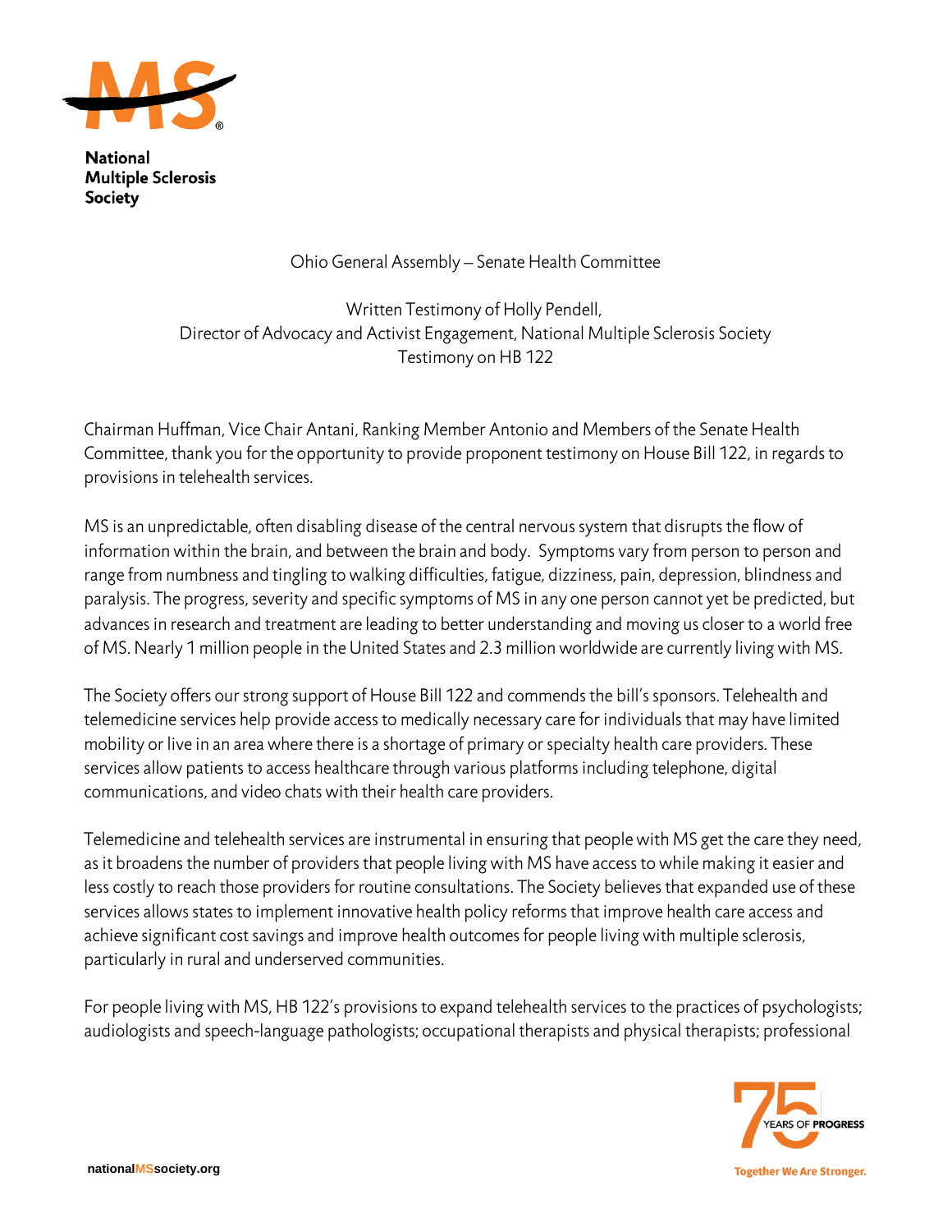**National Multiple Sclerosis Society**

Ohio General Assembly – Senate Health Committee

Written Testimony of Holly Pendell,
Director of Advocacy and Activist Engagement, National Multiple Sclerosis Society
Testimony on HB 122

Chairman Huffman, Vice Chair Antani, Ranking Member Antonio and Members of the Senate Health Committee, thank you for the opportunity to provide proponent testimony on House Bill 122, in regards to provisions in telehealth services.

MS is an unpredictable, often disabling disease of the central nervous system that disrupts the flow of information within the brain, and between the brain and body. Symptoms vary from person to person and range from numbness and tingling to walking difficulties, fatigue, dizziness, pain, depression, blindness and paralysis. The progress, severity and specific symptoms of MS in any one person cannot yet be predicted, but advances in research and treatment are leading to better understanding and moving us closer to a world free of MS. Nearly 1 million people in the United States and 2.3 million worldwide are currently living with MS.

The Society offers our strong support of House Bill 122 and commends the bill's sponsors. Telehealth and telemedicine services help provide access to medically necessary care for individuals that may have limited mobility or live in an area where there is a shortage of primary or specialty health care providers. These services allow patients to access healthcare through various platforms including telephone, digital communications, and video chats with their health care providers.

Telemedicine and telehealth services are instrumental in ensuring that people with MS get the care they need, as it broadens the number of providers that people living with MS have access to while making it easier and less costly to reach those providers for routine consultations. The Society believes that expanded use of these services allows states to implement innovative health policy reforms that improve health care access and achieve significant cost savings and improve health outcomes for people living with multiple sclerosis, particularly in rural and underserved communities.

For people living with MS, HB 122's provisions to expand telehealth services to the practices of psychologists; audiologists and speech-language pathologists; occupational therapists and physical therapists; professional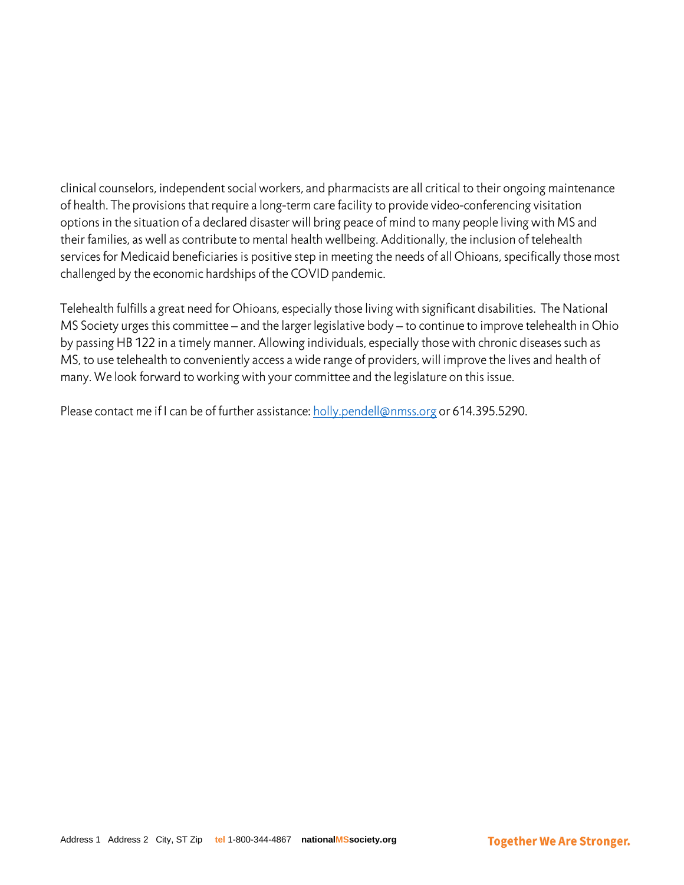clinical counselors, independent social workers, and pharmacists are all critical to their ongoing maintenance of health. The provisions that require a long-term care facility to provide video-conferencing visitation options in the situation of a declared disaster will bring peace of mind to many people living with MS and their families, as well as contribute to mental health wellbeing. Additionally, the inclusion of telehealth services for Medicaid beneficiaries is positive step in meeting the needs of all Ohioans, specifically those most challenged by the economic hardships of the COVID pandemic.

Telehealth fulfills a great need for Ohioans, especially those living with significant disabilities. The National MS Society urges this committee – and the larger legislative body – to continue to improve telehealth in Ohio by passing HB 122 in a timely manner. Allowing individuals, especially those with chronic diseases such as MS, to use telehealth to conveniently access a wide range of providers, will improve the lives and health of many. We look forward to working with your committee and the legislature on this issue.

Please contact me if I can be of further assistance: holly.pendell@nmss.org or 614.395.5290.